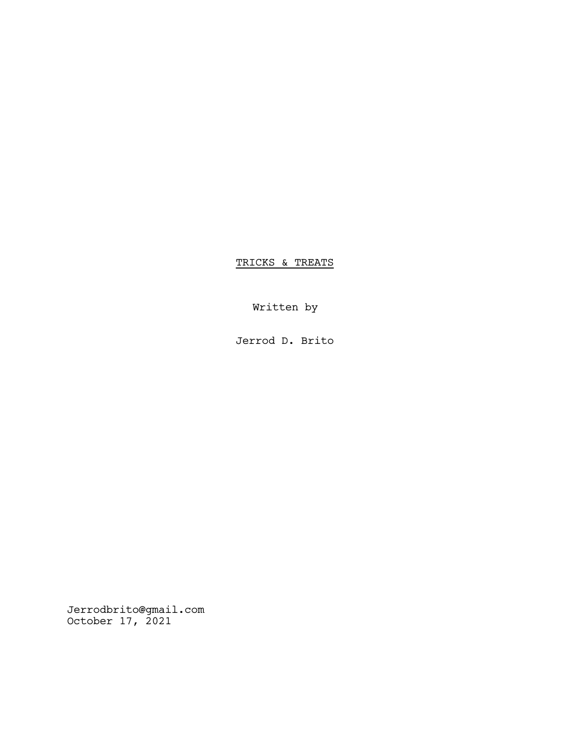<u>TRICKS & TREATS</u>

Written by

Jerrod D. Brito

Jerrodbrito@gmail.com
October 17, 2021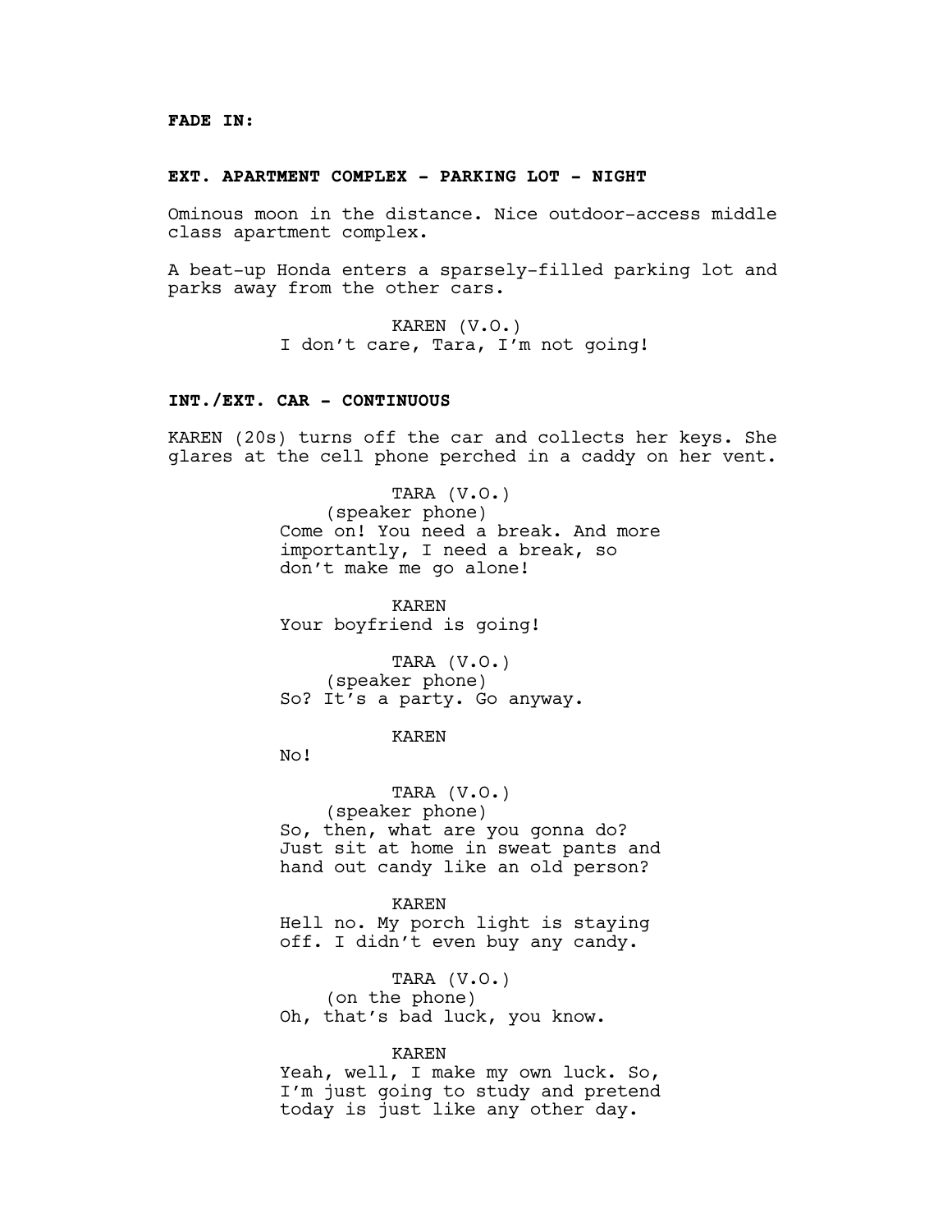**FADE IN:**

**EXT. APARTMENT COMPLEX - PARKING LOT - NIGHT**

Ominous moon in the distance. Nice outdoor-access middle class apartment complex.

A beat-up Honda enters a sparsely-filled parking lot and parks away from the other cars.

KAREN (V.O.)
I don't care, Tara, I'm not going!

**INT./EXT. CAR - CONTINUOUS**

KAREN (20s) turns off the car and collects her keys. She glares at the cell phone perched in a caddy on her vent.

TARA (V.O.)
(speaker phone)
Come on! You need a break. And more importantly, I need a break, so don't make me go alone!

KAREN
Your boyfriend is going!

TARA (V.O.)
(speaker phone)
So? It's a party. Go anyway.

KAREN
No!

TARA (V.O.)
(speaker phone)
So, then, what are you gonna do? Just sit at home in sweat pants and hand out candy like an old person?

KAREN
Hell no. My porch light is staying off. I didn't even buy any candy.

TARA (V.O.)
(on the phone)
Oh, that's bad luck, you know.

KAREN
Yeah, well, I make my own luck. So, I'm just going to study and pretend today is just like any other day.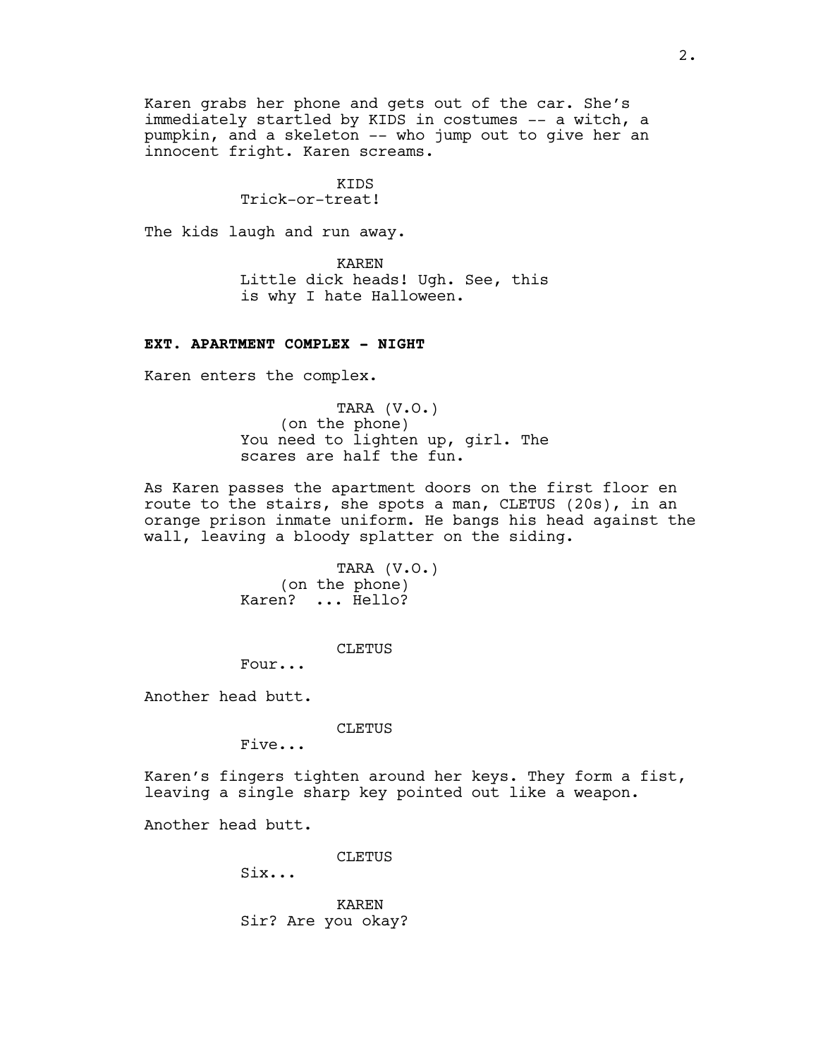Karen grabs her phone and gets out of the car. She's immediately startled by KIDS in costumes -- a witch, a pumpkin, and a skeleton -- who jump out to give her an innocent fright. Karen screams.

KIDS
Trick-or-treat!

The kids laugh and run away.

KAREN
Little dick heads! Ugh. See, this is why I hate Halloween.

**EXT. APARTMENT COMPLEX - NIGHT**

Karen enters the complex.

TARA (V.O.)
(on the phone)
You need to lighten up, girl. The scares are half the fun.

As Karen passes the apartment doors on the first floor en route to the stairs, she spots a man, CLETUS (20s), in an orange prison inmate uniform. He bangs his head against the wall, leaving a bloody splatter on the siding.

TARA (V.O.)
(on the phone)
Karen? ... Hello?

CLETUS
Four...

Another head butt.

CLETUS
Five...

Karen's fingers tighten around her keys. They form a fist, leaving a single sharp key pointed out like a weapon.

Another head butt.

CLETUS
Six...

KAREN
Sir? Are you okay?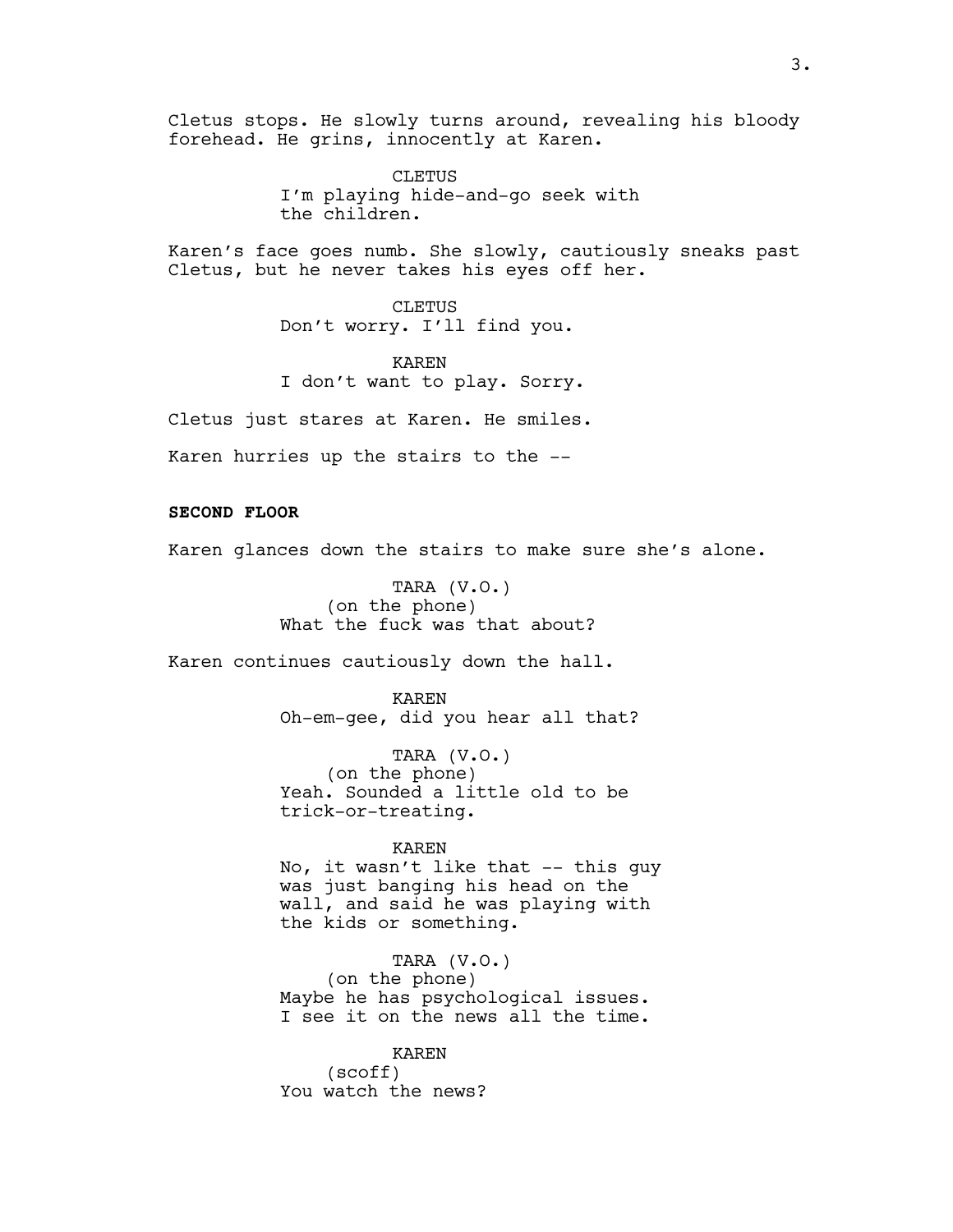Cletus stops. He slowly turns around, revealing his bloody forehead. He grins, innocently at Karen.

CLETUS
I'm playing hide-and-go seek with the children.

Karen's face goes numb. She slowly, cautiously sneaks past Cletus, but he never takes his eyes off her.

CLETUS
Don't worry. I'll find you.

KAREN
I don't want to play. Sorry.

Cletus just stares at Karen. He smiles.

Karen hurries up the stairs to the --

**SECOND FLOOR**

Karen glances down the stairs to make sure she's alone.

TARA (V.O.)
(on the phone)
What the fuck was that about?

Karen continues cautiously down the hall.

KAREN
Oh-em-gee, did you hear all that?

TARA (V.O.)
(on the phone)
Yeah. Sounded a little old to be trick-or-treating.

KAREN
No, it wasn't like that -- this guy was just banging his head on the wall, and said he was playing with the kids or something.

TARA (V.O.)
(on the phone)
Maybe he has psychological issues. I see it on the news all the time.

KAREN
(scoff)
You watch the news?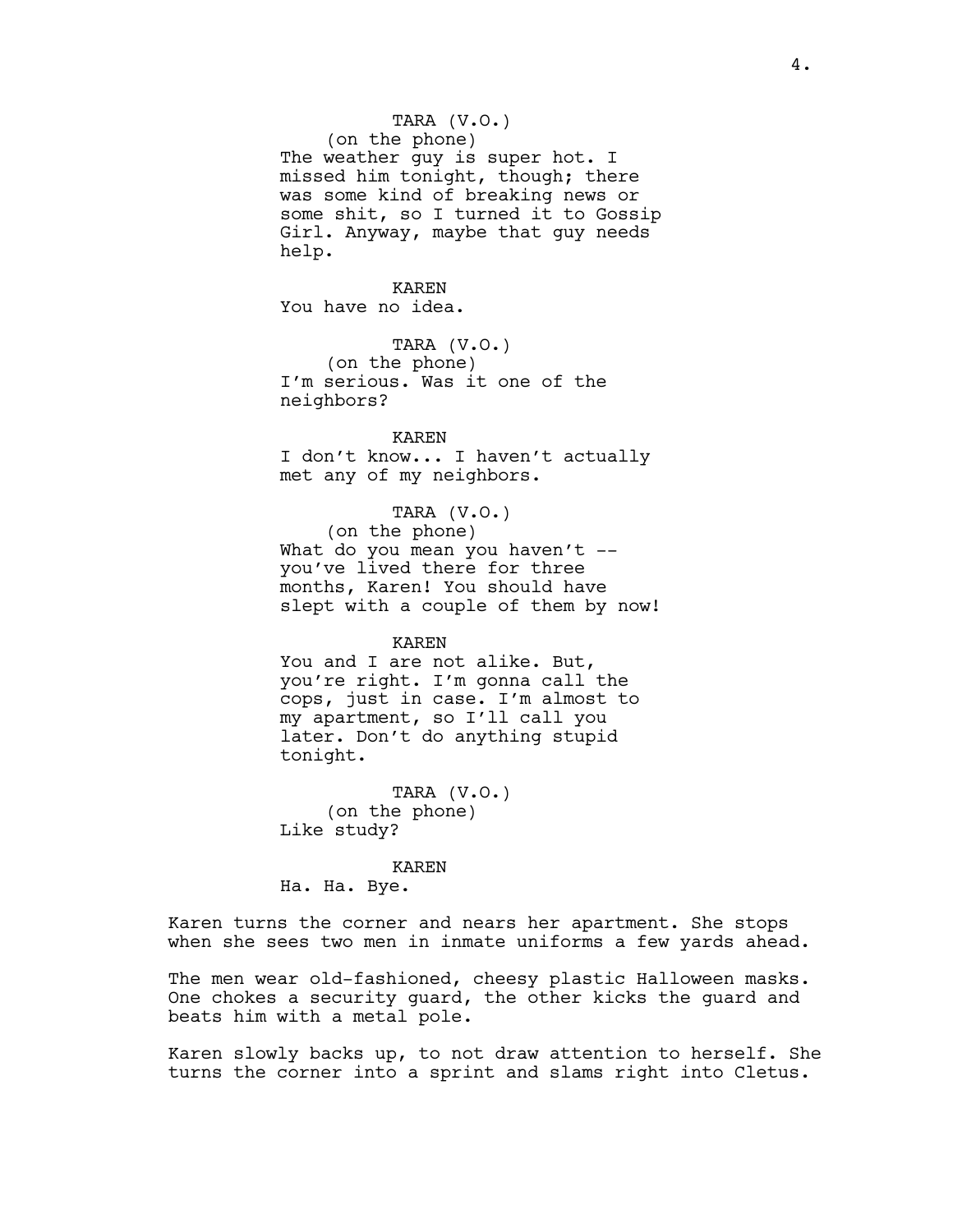TARA (V.O.)
(on the phone)
The weather guy is super hot. I missed him tonight, though; there was some kind of breaking news or some shit, so I turned it to Gossip Girl. Anyway, maybe that guy needs help.

KAREN
You have no idea.

TARA (V.O.)
(on the phone)
I'm serious. Was it one of the neighbors?

KAREN
I don't know... I haven't actually met any of my neighbors.

TARA (V.O.)
(on the phone)
What do you mean you haven't -- you've lived there for three months, Karen! You should have slept with a couple of them by now!

KAREN
You and I are not alike. But, you're right. I'm gonna call the cops, just in case. I'm almost to my apartment, so I'll call you later. Don't do anything stupid tonight.

TARA (V.O.)
(on the phone)
Like study?

KAREN
Ha. Ha. Bye.

Karen turns the corner and nears her apartment. She stops when she sees two men in inmate uniforms a few yards ahead.

The men wear old-fashioned, cheesy plastic Halloween masks. One chokes a security guard, the other kicks the guard and beats him with a metal pole.

Karen slowly backs up, to not draw attention to herself. She turns the corner into a sprint and slams right into Cletus.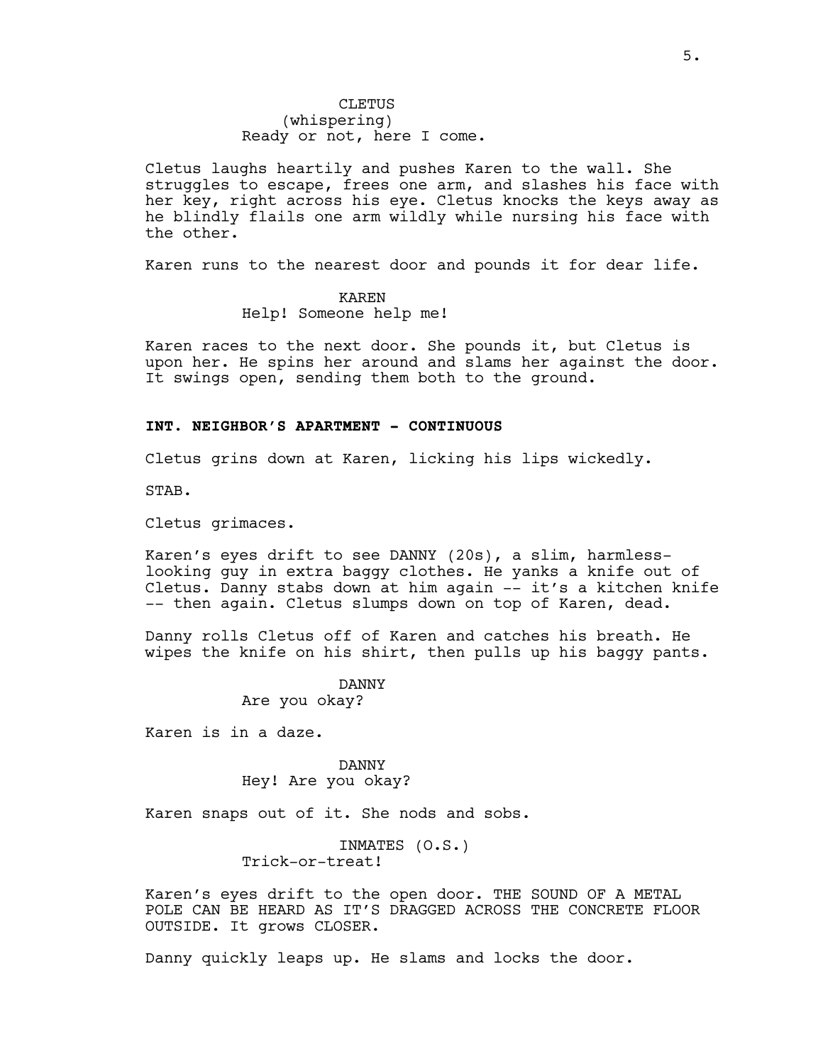CLETUS
(whispering)
Ready or not, here I come.

Cletus laughs heartily and pushes Karen to the wall. She struggles to escape, frees one arm, and slashes his face with her key, right across his eye. Cletus knocks the keys away as he blindly flails one arm wildly while nursing his face with the other.

Karen runs to the nearest door and pounds it for dear life.

KAREN
Help! Someone help me!

Karen races to the next door. She pounds it, but Cletus is upon her. He spins her around and slams her against the door. It swings open, sending them both to the ground.

**INT. NEIGHBOR'S APARTMENT - CONTINUOUS**

Cletus grins down at Karen, licking his lips wickedly.

STAB.

Cletus grimaces.

Karen's eyes drift to see DANNY (20s), a slim, harmless-looking guy in extra baggy clothes. He yanks a knife out of Cletus. Danny stabs down at him again -- it's a kitchen knife -- then again. Cletus slumps down on top of Karen, dead.

Danny rolls Cletus off of Karen and catches his breath. He wipes the knife on his shirt, then pulls up his baggy pants.

DANNY
Are you okay?

Karen is in a daze.

DANNY
Hey! Are you okay?

Karen snaps out of it. She nods and sobs.

INMATES (O.S.)
Trick-or-treat!

Karen's eyes drift to the open door. THE SOUND OF A METAL POLE CAN BE HEARD AS IT'S DRAGGED ACROSS THE CONCRETE FLOOR OUTSIDE. It grows CLOSER.

Danny quickly leaps up. He slams and locks the door.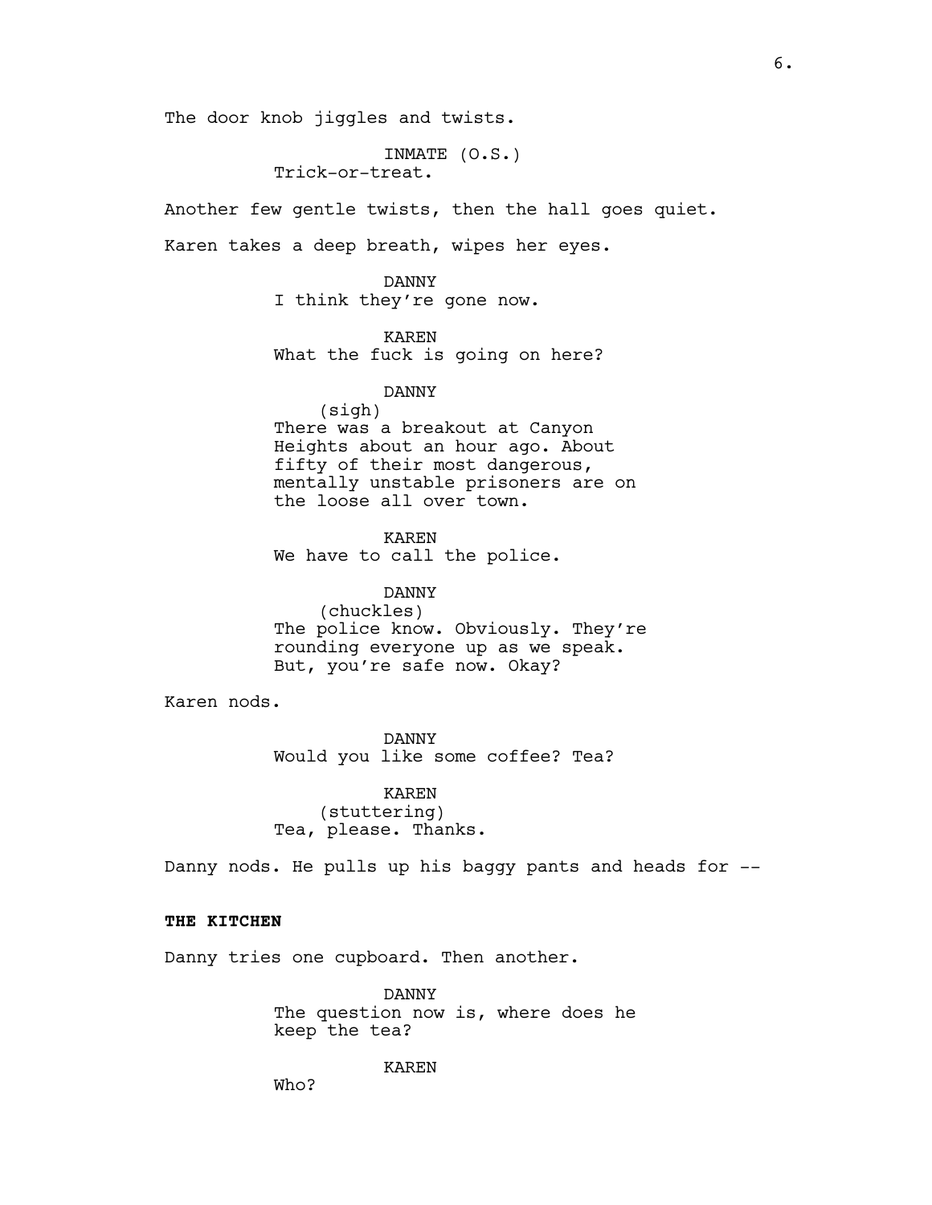The door knob jiggles and twists.

INMATE (O.S.)
Trick-or-treat.

Another few gentle twists, then the hall goes quiet.

Karen takes a deep breath, wipes her eyes.

DANNY
I think they're gone now.

KAREN
What the fuck is going on here?

DANNY
(sigh)
There was a breakout at Canyon Heights about an hour ago. About fifty of their most dangerous, mentally unstable prisoners are on the loose all over town.

KAREN
We have to call the police.

DANNY
(chuckles)
The police know. Obviously. They're rounding everyone up as we speak. But, you're safe now. Okay?

Karen nods.

DANNY
Would you like some coffee? Tea?

KAREN
(stuttering)
Tea, please. Thanks.

Danny nods. He pulls up his baggy pants and heads for --

**THE KITCHEN**

Danny tries one cupboard. Then another.

DANNY
The question now is, where does he keep the tea?

KAREN
Who?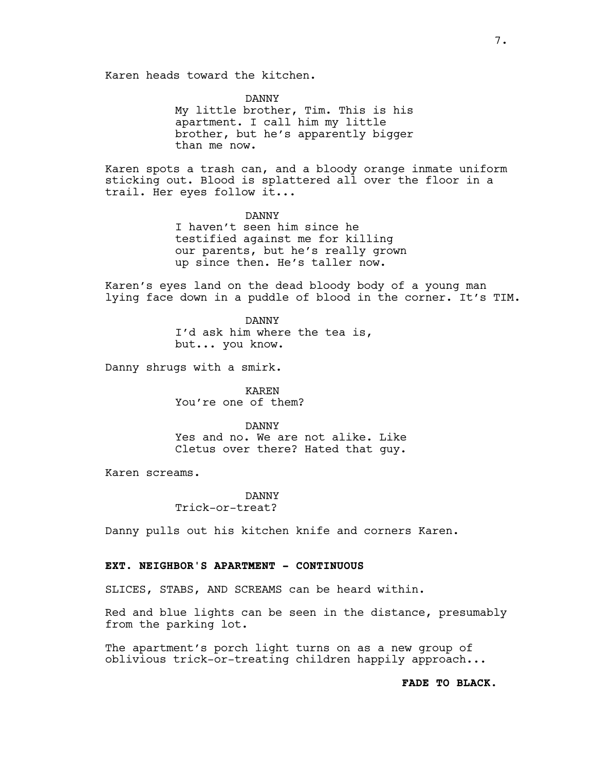Karen heads toward the kitchen.

DANNY
My little brother, Tim. This is his apartment. I call him my little brother, but he's apparently bigger than me now.

Karen spots a trash can, and a bloody orange inmate uniform sticking out. Blood is splattered all over the floor in a trail. Her eyes follow it...

DANNY
I haven't seen him since he testified against me for killing our parents, but he's really grown up since then. He's taller now.

Karen's eyes land on the dead bloody body of a young man lying face down in a puddle of blood in the corner. It's TIM.

DANNY
I'd ask him where the tea is, but... you know.

Danny shrugs with a smirk.

KAREN
You're one of them?

DANNY
Yes and no. We are not alike. Like Cletus over there? Hated that guy.

Karen screams.

DANNY
Trick-or-treat?

Danny pulls out his kitchen knife and corners Karen.

**EXT. NEIGHBOR'S APARTMENT - CONTINUOUS**

SLICES, STABS, AND SCREAMS can be heard within.

Red and blue lights can be seen in the distance, presumably from the parking lot.

The apartment's porch light turns on as a new group of oblivious trick-or-treating children happily approach...

**FADE TO BLACK.**